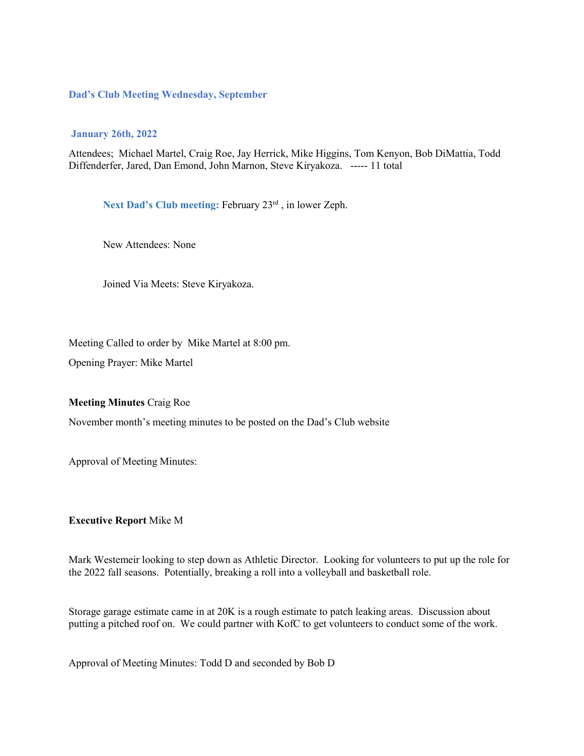## Dad's Club Meeting Wednesday, September

## January 26th, 2022

Attendees; Michael Martel, Craig Roe, Jay Herrick, Mike Higgins, Tom Kenyon, Bob DiMattia, Todd Diffenderfer, Jared, Dan Emond, John Marnon, Steve Kiryakoza. ----- 11 total

**Next Dad's Club meeting:** February 23rd , in lower Zeph.

New Attendees: None

Joined Via Meets: Steve Kiryakoza.

Meeting Called to order by Mike Martel at 8:00 pm.

Opening Prayer: Mike Martel

**Meeting Minutes** Craig Roe

November month's meeting minutes to be posted on the Dad's Club website

Approval of Meeting Minutes:

**Executive Report** Mike M

Mark Westemeir looking to step down as Athletic Director. Looking for volunteers to put up the role for the 2022 fall seasons. Potentially, breaking a roll into a volleyball and basketball role.

Storage garage estimate came in at 20K is a rough estimate to patch leaking areas. Discussion about putting a pitched roof on. We could partner with KofC to get volunteers to conduct some of the work.

Approval of Meeting Minutes: Todd D and seconded by Bob D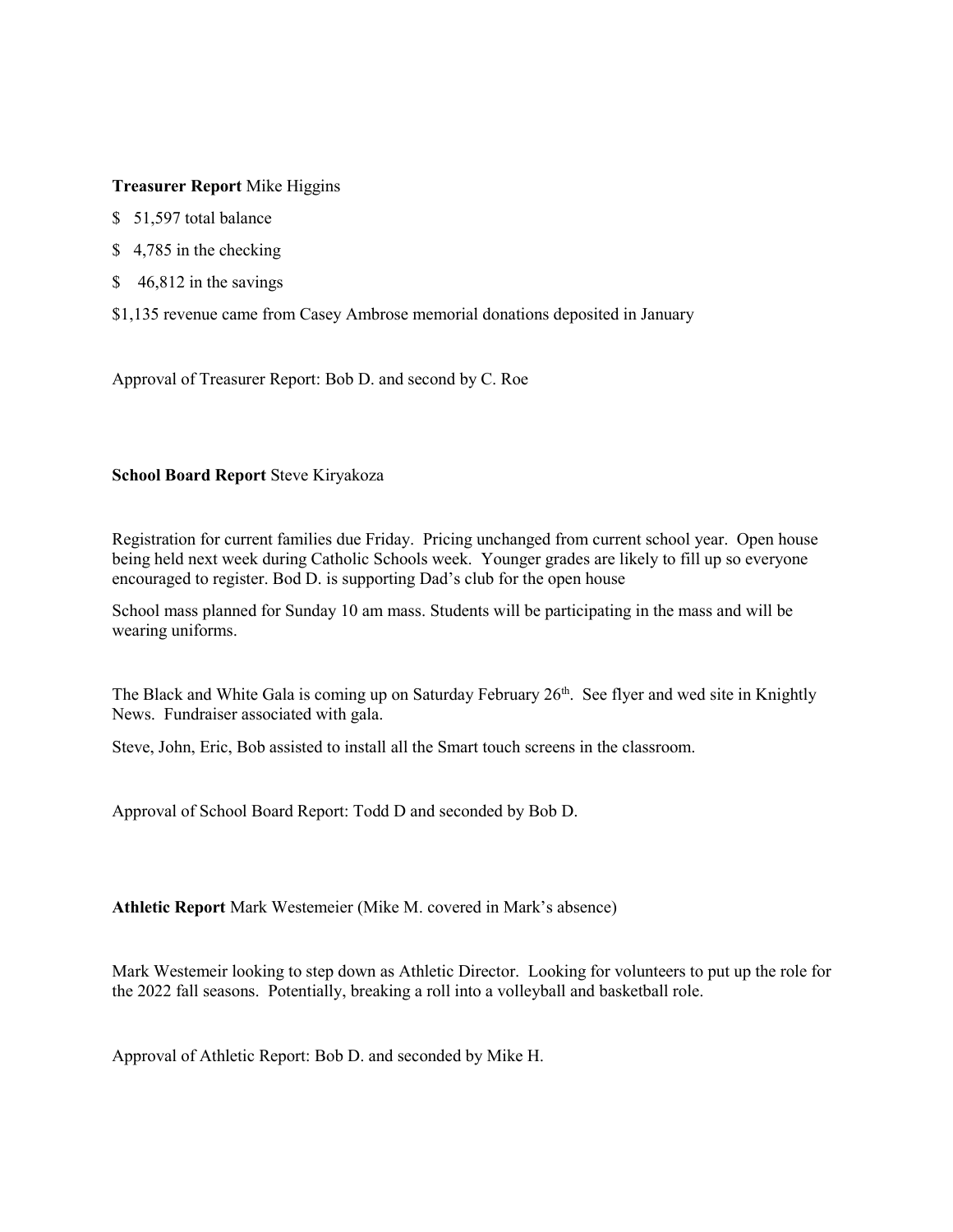**Treasurer Report** Mike Higgins

$ 51,597 total balance

$ 4,785 in the checking

$ 46,812 in the savings

$1,135 revenue came from Casey Ambrose memorial donations deposited in January

Approval of Treasurer Report: Bob D. and second by C. Roe

**School Board Report** Steve Kiryakoza

Registration for current families due Friday. Pricing unchanged from current school year. Open house being held next week during Catholic Schools week. Younger grades are likely to fill up so everyone encouraged to register. Bod D. is supporting Dad's club for the open house

School mass planned for Sunday 10 am mass. Students will be participating in the mass and will be wearing uniforms.

The Black and White Gala is coming up on Saturday February 26th. See flyer and wed site in Knightly News. Fundraiser associated with gala.

Steve, John, Eric, Bob assisted to install all the Smart touch screens in the classroom.

Approval of School Board Report: Todd D and seconded by Bob D.

**Athletic Report** Mark Westemeier (Mike M. covered in Mark's absence)

Mark Westemeir looking to step down as Athletic Director. Looking for volunteers to put up the role for the 2022 fall seasons. Potentially, breaking a roll into a volleyball and basketball role.

Approval of Athletic Report: Bob D. and seconded by Mike H.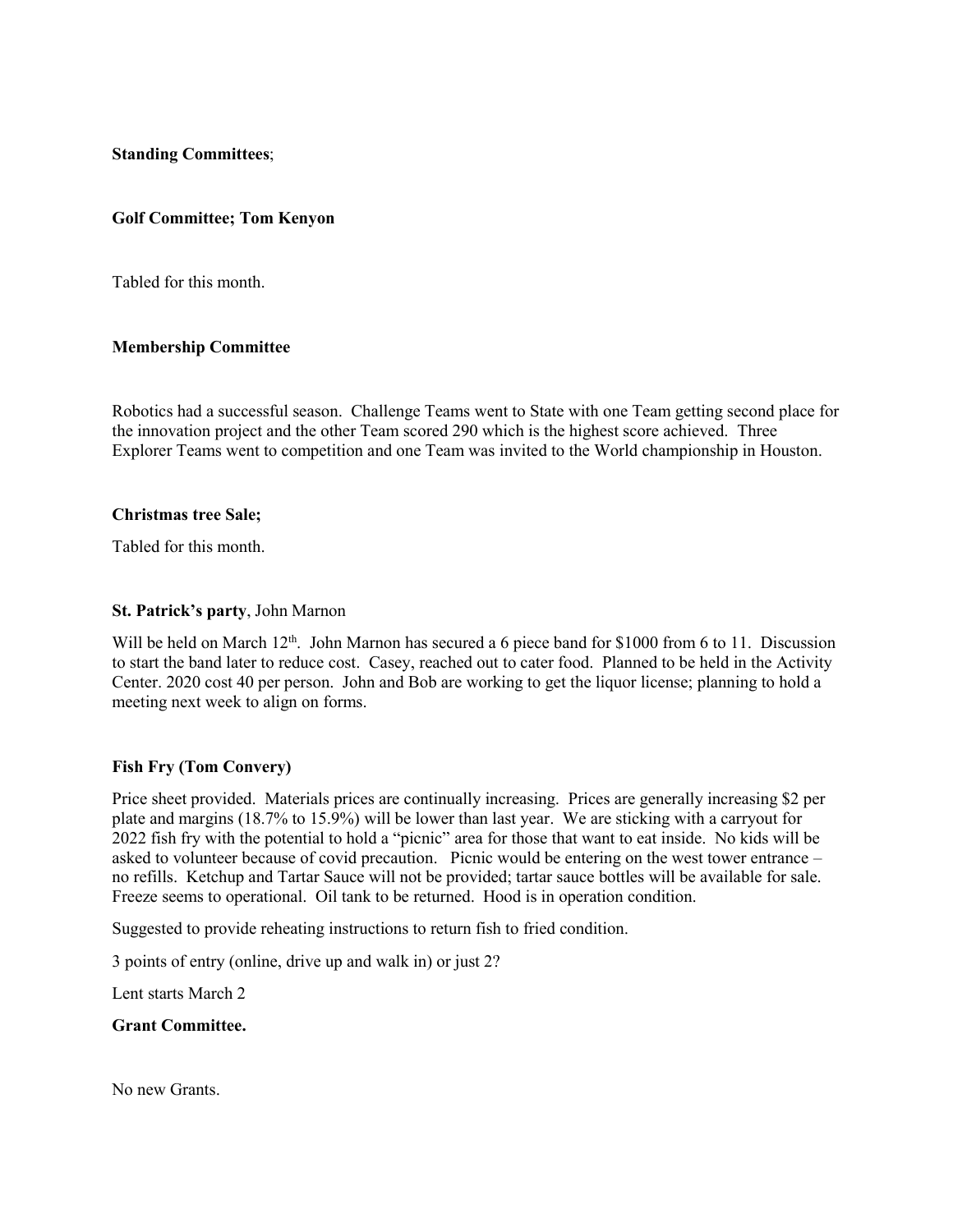**Standing Committees**;

**Golf Committee; Tom Kenyon**

Tabled for this month.

**Membership Committee**

Robotics had a successful season. Challenge Teams went to State with one Team getting second place for the innovation project and the other Team scored 290 which is the highest score achieved. Three Explorer Teams went to competition and one Team was invited to the World championship in Houston.

**Christmas tree Sale;**

Tabled for this month.

**St. Patrick's party**, John Marnon

Will be held on March 12th. John Marnon has secured a 6 piece band for $1000 from 6 to 11. Discussion to start the band later to reduce cost. Casey, reached out to cater food. Planned to be held in the Activity Center. 2020 cost 40 per person. John and Bob are working to get the liquor license; planning to hold a meeting next week to align on forms.

**Fish Fry (Tom Convery)**

Price sheet provided. Materials prices are continually increasing. Prices are generally increasing $2 per plate and margins (18.7% to 15.9%) will be lower than last year. We are sticking with a carryout for 2022 fish fry with the potential to hold a "picnic" area for those that want to eat inside. No kids will be asked to volunteer because of covid precaution. Picnic would be entering on the west tower entrance – no refills. Ketchup and Tartar Sauce will not be provided; tartar sauce bottles will be available for sale. Freeze seems to operational. Oil tank to be returned. Hood is in operation condition.

Suggested to provide reheating instructions to return fish to fried condition.

3 points of entry (online, drive up and walk in) or just 2?

Lent starts March 2

**Grant Committee.**

No new Grants.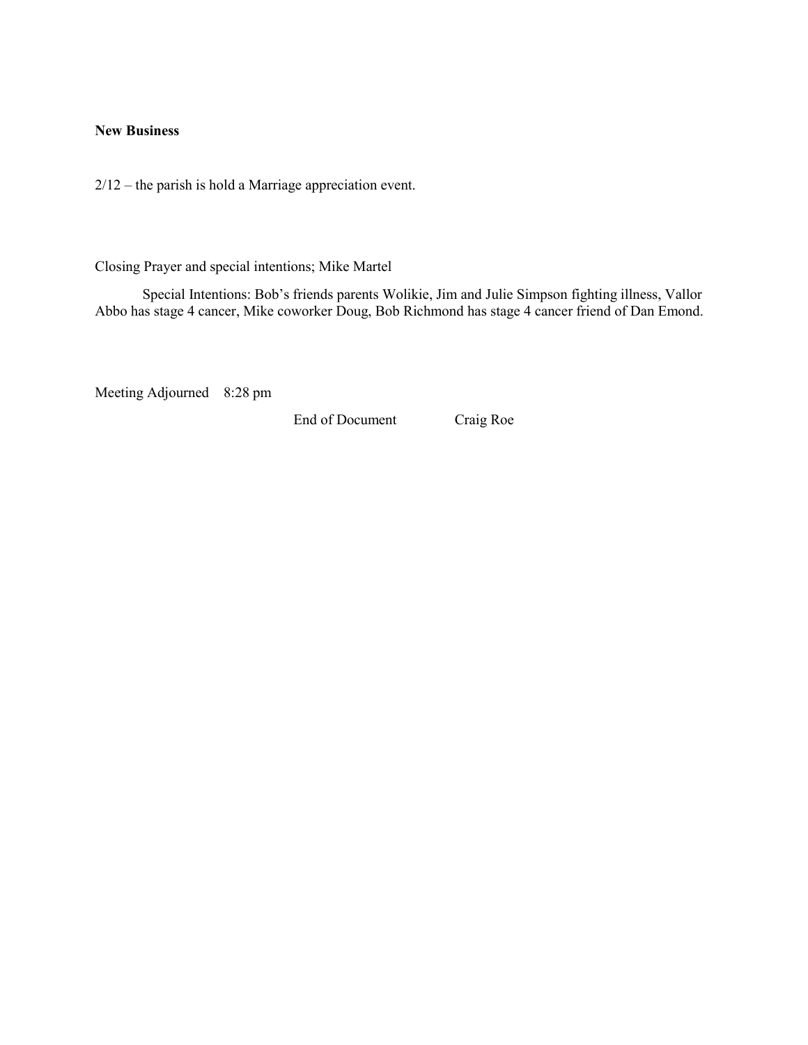**New Business**

2/12 – the parish is hold a Marriage appreciation event.

Closing Prayer and special intentions; Mike Martel

Special Intentions: Bob's friends parents Wolikie, Jim and Julie Simpson fighting illness, Vallor Abbo has stage 4 cancer, Mike coworker Doug, Bob Richmond has stage 4 cancer friend of Dan Emond.

Meeting Adjourned 8:28 pm

End of Document Craig Roe